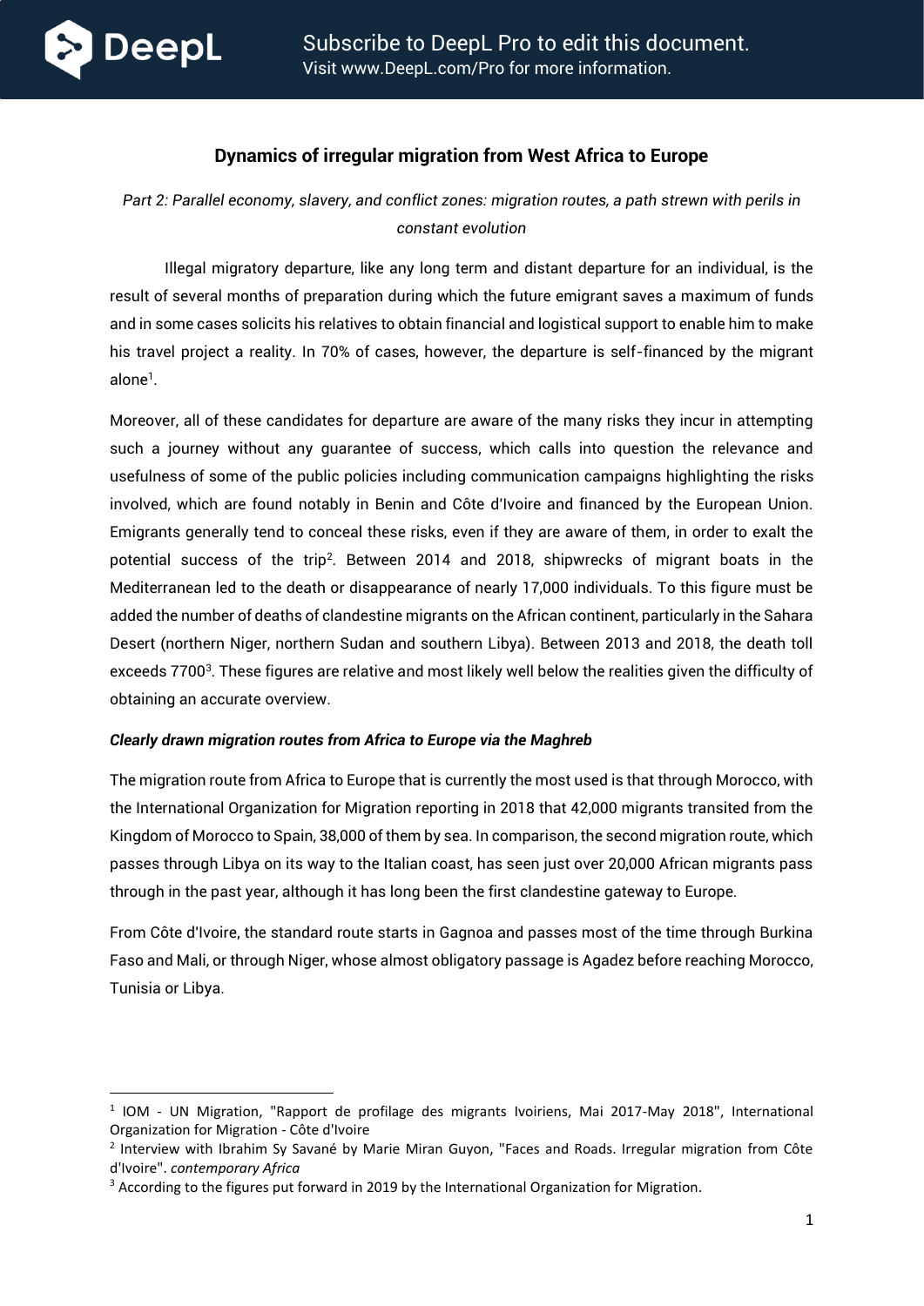# Dynamics of irregular migration from West Africa to Europe

*Part 2: Parallel economy, slavery, and conflict zones: migration routes, a path strewn with perils in constant evolution*

Illegal migratory departure, like any long term and distant departure for an individual, is the result of several months of preparation during which the future emigrant saves a maximum of funds and in some cases solicits his relatives to obtain financial and logistical support to enable him to make his travel project a reality. In 70% of cases, however, the departure is self-financed by the migrant alone[1].

Moreover, all of these candidates for departure are aware of the many risks they incur in attempting such a journey without any guarantee of success, which calls into question the relevance and usefulness of some of the public policies including communication campaigns highlighting the risks involved, which are found notably in Benin and Côte d'Ivoire and financed by the European Union. Emigrants generally tend to conceal these risks, even if they are aware of them, in order to exalt the potential success of the trip[2]. Between 2014 and 2018, shipwrecks of migrant boats in the Mediterranean led to the death or disappearance of nearly 17,000 individuals. To this figure must be added the number of deaths of clandestine migrants on the African continent, particularly in the Sahara Desert (northern Niger, northern Sudan and southern Libya). Between 2013 and 2018, the death toll exceeds 7700[3]. These figures are relative and most likely well below the realities given the difficulty of obtaining an accurate overview.

***Clearly drawn migration routes from Africa to Europe via the Maghreb***

The migration route from Africa to Europe that is currently the most used is that through Morocco, with the International Organization for Migration reporting in 2018 that 42,000 migrants transited from the Kingdom of Morocco to Spain, 38,000 of them by sea. In comparison, the second migration route, which passes through Libya on its way to the Italian coast, has seen just over 20,000 African migrants pass through in the past year, although it has long been the first clandestine gateway to Europe.

From Côte d'Ivoire, the standard route starts in Gagnoa and passes most of the time through Burkina Faso and Mali, or through Niger, whose almost obligatory passage is Agadez before reaching Morocco, Tunisia or Libya.

---

[1] IOM - UN Migration, "Rapport de profilage des migrants Ivoiriens, Mai 2017-May 2018", International Organization for Migration - Côte d'Ivoire

[2] Interview with Ibrahim Sy Savané by Marie Miran Guyon, "Faces and Roads. Irregular migration from Côte d'Ivoire". *contemporary Africa*

[3] According to the figures put forward in 2019 by the International Organization for Migration.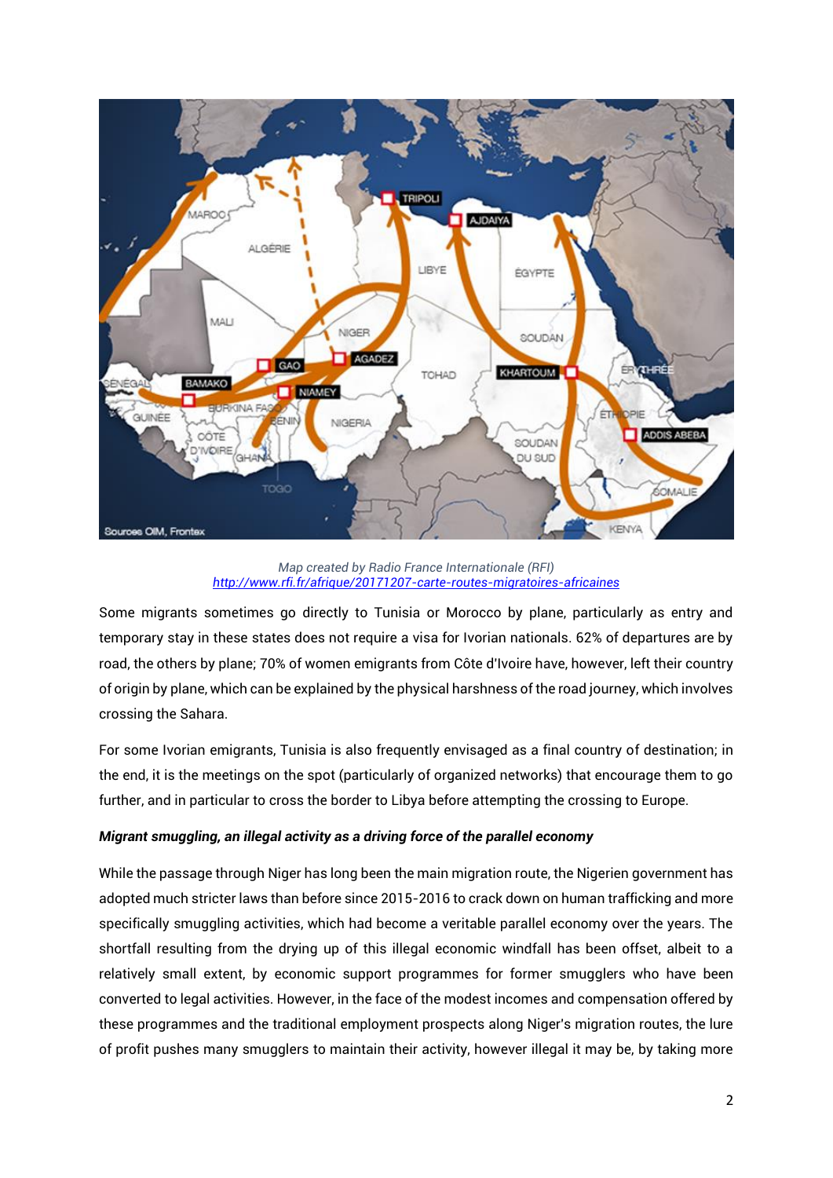*Map created by Radio France Internationale (RFI)*
*http://www.rfi.fr/afrique/20171207-carte-routes-migratoires-africaines*

Some migrants sometimes go directly to Tunisia or Morocco by plane, particularly as entry and temporary stay in these states does not require a visa for Ivorian nationals. 62% of departures are by road, the others by plane; 70% of women emigrants from Côte d'Ivoire have, however, left their country of origin by plane, which can be explained by the physical harshness of the road journey, which involves crossing the Sahara.

For some Ivorian emigrants, Tunisia is also frequently envisaged as a final country of destination; in the end, it is the meetings on the spot (particularly of organized networks) that encourage them to go further, and in particular to cross the border to Libya before attempting the crossing to Europe.

***Migrant smuggling, an illegal activity as a driving force of the parallel economy***

While the passage through Niger has long been the main migration route, the Nigerien government has adopted much stricter laws than before since 2015-2016 to crack down on human trafficking and more specifically smuggling activities, which had become a veritable parallel economy over the years. The shortfall resulting from the drying up of this illegal economic windfall has been offset, albeit to a relatively small extent, by economic support programmes for former smugglers who have been converted to legal activities. However, in the face of the modest incomes and compensation offered by these programmes and the traditional employment prospects along Niger's migration routes, the lure of profit pushes many smugglers to maintain their activity, however illegal it may be, by taking more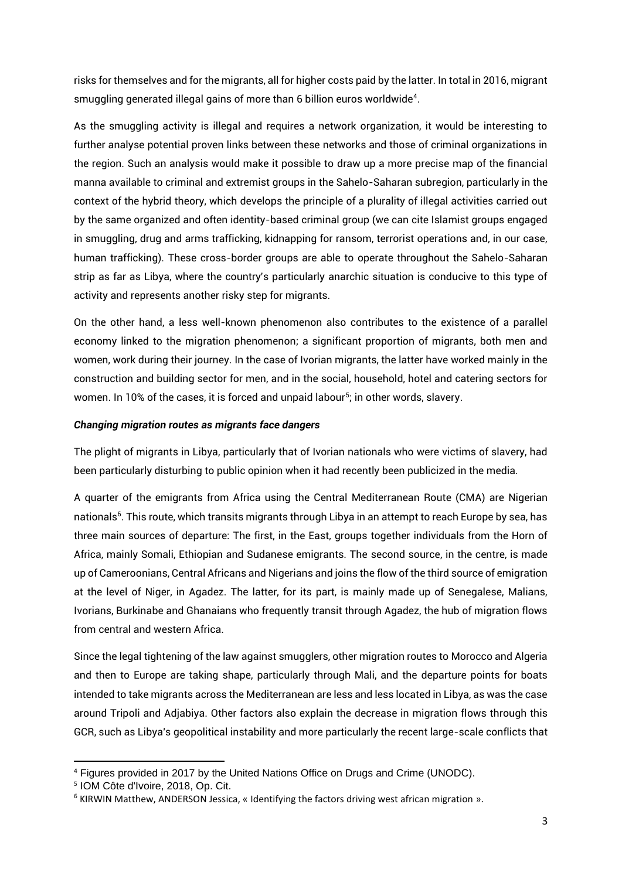risks for themselves and for the migrants, all for higher costs paid by the latter. In total in 2016, migrant smuggling generated illegal gains of more than 6 billion euros worldwide[4].

As the smuggling activity is illegal and requires a network organization, it would be interesting to further analyse potential proven links between these networks and those of criminal organizations in the region. Such an analysis would make it possible to draw up a more precise map of the financial manna available to criminal and extremist groups in the Sahelo-Saharan subregion, particularly in the context of the hybrid theory, which develops the principle of a plurality of illegal activities carried out by the same organized and often identity-based criminal group (we can cite Islamist groups engaged in smuggling, drug and arms trafficking, kidnapping for ransom, terrorist operations and, in our case, human trafficking). These cross-border groups are able to operate throughout the Sahelo-Saharan strip as far as Libya, where the country's particularly anarchic situation is conducive to this type of activity and represents another risky step for migrants.

On the other hand, a less well-known phenomenon also contributes to the existence of a parallel economy linked to the migration phenomenon; a significant proportion of migrants, both men and women, work during their journey. In the case of Ivorian migrants, the latter have worked mainly in the construction and building sector for men, and in the social, household, hotel and catering sectors for women. In 10% of the cases, it is forced and unpaid labour[5]; in other words, slavery.

***Changing migration routes as migrants face dangers***

The plight of migrants in Libya, particularly that of Ivorian nationals who were victims of slavery, had been particularly disturbing to public opinion when it had recently been publicized in the media.

A quarter of the emigrants from Africa using the Central Mediterranean Route (CMA) are Nigerian nationals[6]. This route, which transits migrants through Libya in an attempt to reach Europe by sea, has three main sources of departure: The first, in the East, groups together individuals from the Horn of Africa, mainly Somali, Ethiopian and Sudanese emigrants. The second source, in the centre, is made up of Cameroonians, Central Africans and Nigerians and joins the flow of the third source of emigration at the level of Niger, in Agadez. The latter, for its part, is mainly made up of Senegalese, Malians, Ivorians, Burkinabe and Ghanaians who frequently transit through Agadez, the hub of migration flows from central and western Africa.

Since the legal tightening of the law against smugglers, other migration routes to Morocco and Algeria and then to Europe are taking shape, particularly through Mali, and the departure points for boats intended to take migrants across the Mediterranean are less and less located in Libya, as was the case around Tripoli and Adjabiya. Other factors also explain the decrease in migration flows through this GCR, such as Libya's geopolitical instability and more particularly the recent large-scale conflicts that

---

[4] Figures provided in 2017 by the United Nations Office on Drugs and Crime (UNODC).

[5] IOM Côte d'Ivoire, 2018, Op. Cit.

[6] KIRWIN Matthew, ANDERSON Jessica, « Identifying the factors driving west african migration ».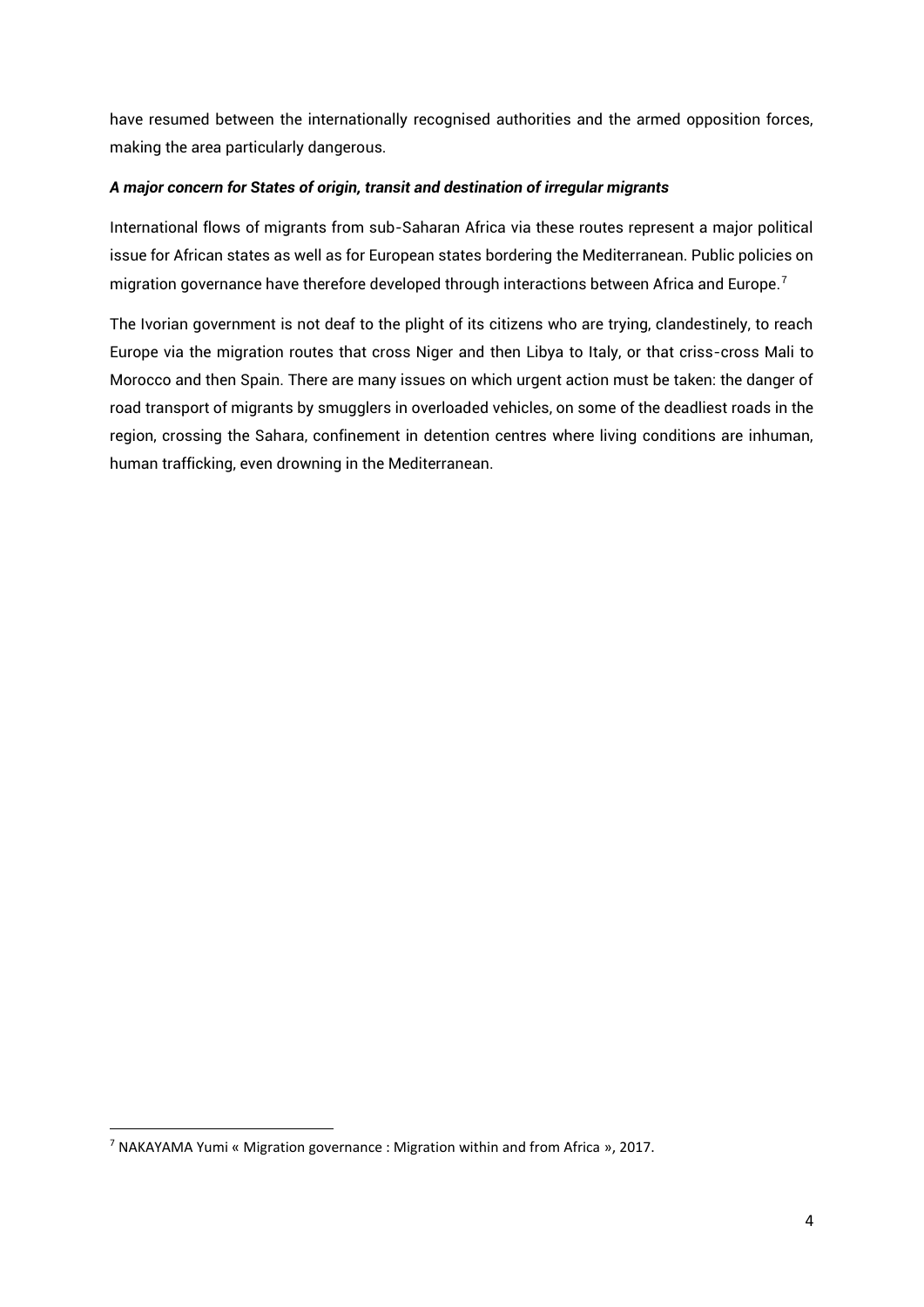have resumed between the internationally recognised authorities and the armed opposition forces, making the area particularly dangerous.

***A major concern for States of origin, transit and destination of irregular migrants***

International flows of migrants from sub-Saharan Africa via these routes represent a major political issue for African states as well as for European states bordering the Mediterranean. Public policies on migration governance have therefore developed through interactions between Africa and Europe.[7]

The Ivorian government is not deaf to the plight of its citizens who are trying, clandestinely, to reach Europe via the migration routes that cross Niger and then Libya to Italy, or that criss-cross Mali to Morocco and then Spain. There are many issues on which urgent action must be taken: the danger of road transport of migrants by smugglers in overloaded vehicles, on some of the deadliest roads in the region, crossing the Sahara, confinement in detention centres where living conditions are inhuman, human trafficking, even drowning in the Mediterranean.

---

[7] NAKAYAMA Yumi « Migration governance : Migration within and from Africa », 2017.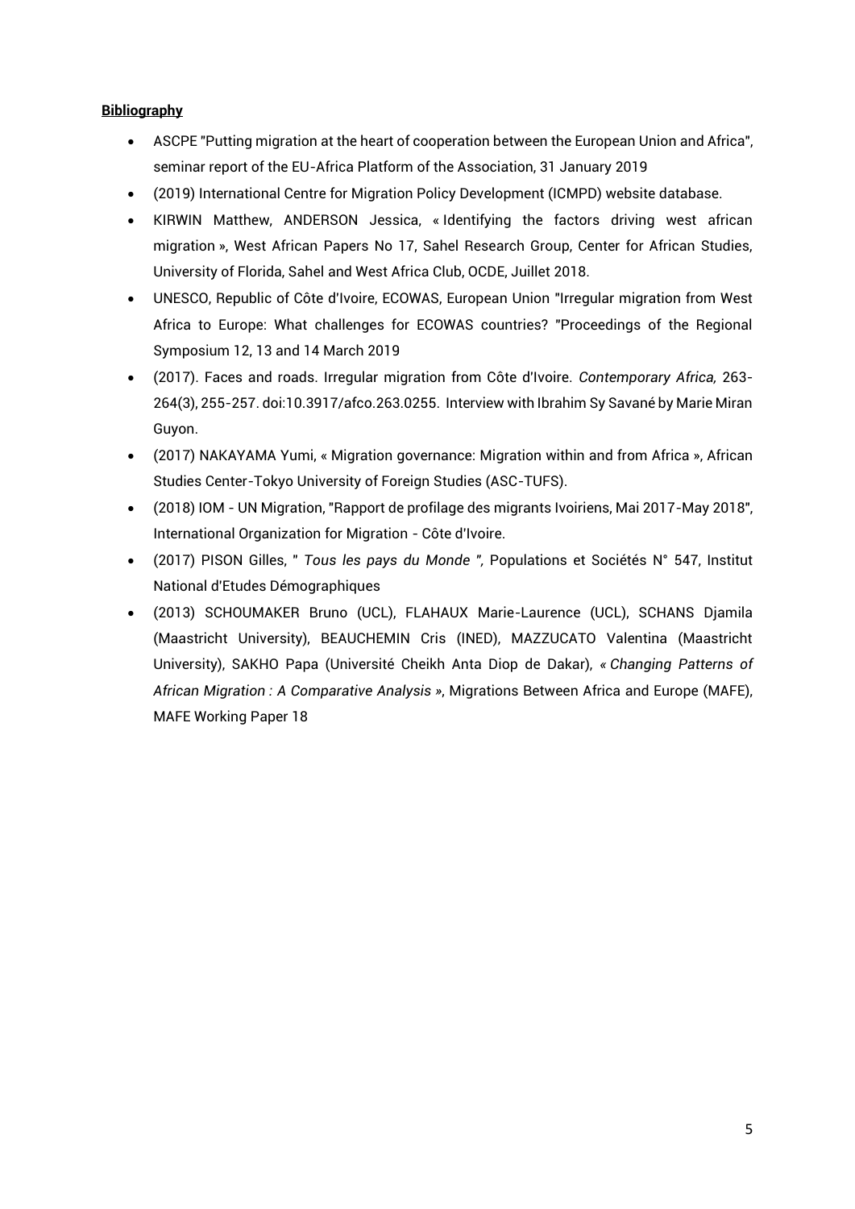**Bibliography**

- ASCPE "Putting migration at the heart of cooperation between the European Union and Africa", seminar report of the EU-Africa Platform of the Association, 31 January 2019
- (2019) International Centre for Migration Policy Development (ICMPD) website database.
- KIRWIN Matthew, ANDERSON Jessica, « Identifying the factors driving west african migration », West African Papers No 17, Sahel Research Group, Center for African Studies, University of Florida, Sahel and West Africa Club, OCDE, Juillet 2018.
- UNESCO, Republic of Côte d'Ivoire, ECOWAS, European Union "Irregular migration from West Africa to Europe: What challenges for ECOWAS countries? "Proceedings of the Regional Symposium 12, 13 and 14 March 2019
- (2017). Faces and roads. Irregular migration from Côte d'Ivoire. *Contemporary Africa,* 263-264(3), 255-257. doi:10.3917/afco.263.0255. Interview with Ibrahim Sy Savané by Marie Miran Guyon.
- (2017) NAKAYAMA Yumi, « Migration governance: Migration within and from Africa », African Studies Center-Tokyo University of Foreign Studies (ASC-TUFS).
- (2018) IOM - UN Migration, "Rapport de profilage des migrants Ivoiriens, Mai 2017-May 2018", International Organization for Migration - Côte d'Ivoire.
- (2017) PISON Gilles, " *Tous les pays du Monde ",* Populations et Sociétés N° 547, Institut National d'Etudes Démographiques
- (2013) SCHOUMAKER Bruno (UCL), FLAHAUX Marie-Laurence (UCL), SCHANS Djamila (Maastricht University), BEAUCHEMIN Cris (INED), MAZZUCATO Valentina (Maastricht University), SAKHO Papa (Université Cheikh Anta Diop de Dakar), *« Changing Patterns of African Migration : A Comparative Analysis »*, Migrations Between Africa and Europe (MAFE), MAFE Working Paper 18